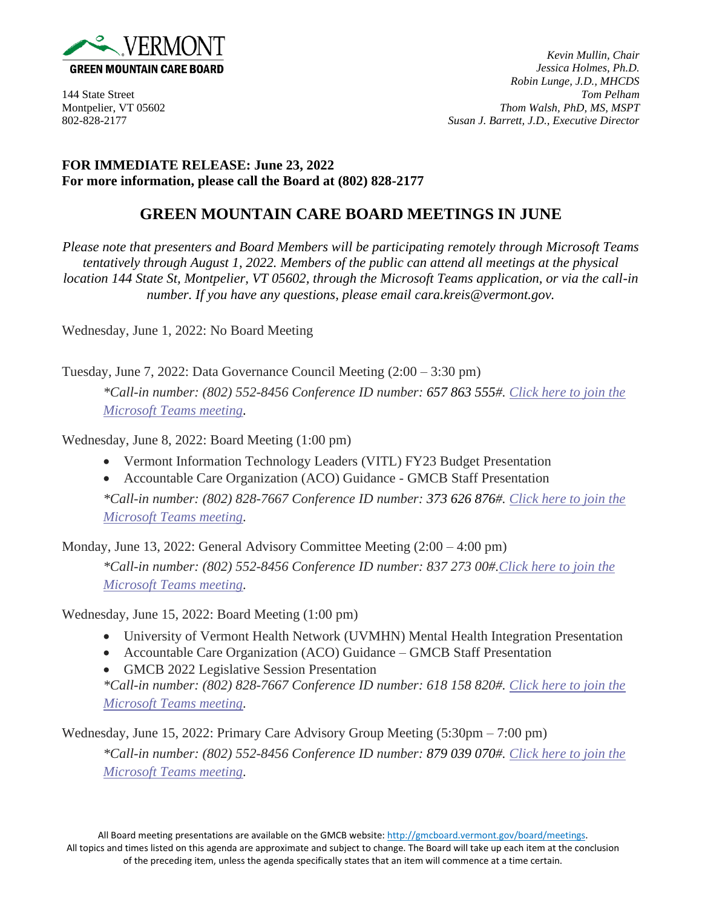VERMONT
GREEN MOUNTAIN CARE BOARD

144 State Street
Montpelier, VT 05602
802-828-2177

*Kevin Mullin, Chair*
*Jessica Holmes, Ph.D.*
*Robin Lunge, J.D., MHCDS*
*Tom Pelham*
*Thom Walsh, PhD, MS, MSPT*
*Susan J. Barrett, J.D., Executive Director*

**FOR IMMEDIATE RELEASE: June 23, 2022**
**For more information, please call the Board at (802) 828-2177**

# GREEN MOUNTAIN CARE BOARD MEETINGS IN JUNE

*Please note that presenters and Board Members will be participating remotely through Microsoft Teams tentatively through August 1, 2022. Members of the public can attend all meetings at the physical location 144 State St, Montpelier, VT 05602, through the Microsoft Teams application, or via the call-in number. If you have any questions, please email cara.kreis@vermont.gov.*

Wednesday, June 1, 2022: No Board Meeting

Tuesday, June 7, 2022: Data Governance Council Meeting (2:00 – 3:30 pm)

*\*Call-in number: (802) 552-8456 Conference ID number: 657 863 555#. Click here to join the Microsoft Teams meeting.*

Wednesday, June 8, 2022: Board Meeting (1:00 pm)

- Vermont Information Technology Leaders (VITL) FY23 Budget Presentation
- Accountable Care Organization (ACO) Guidance - GMCB Staff Presentation

*\*Call-in number: (802) 828-7667 Conference ID number: 373 626 876#. Click here to join the Microsoft Teams meeting.*

Monday, June 13, 2022: General Advisory Committee Meeting (2:00 – 4:00 pm)

*\*Call-in number: (802) 552-8456 Conference ID number: 837 273 00#.Click here to join the Microsoft Teams meeting.*

Wednesday, June 15, 2022: Board Meeting (1:00 pm)

- University of Vermont Health Network (UVMHN) Mental Health Integration Presentation
- Accountable Care Organization (ACO) Guidance – GMCB Staff Presentation
- GMCB 2022 Legislative Session Presentation

*\*Call-in number: (802) 828-7667 Conference ID number: 618 158 820#. Click here to join the Microsoft Teams meeting.*

Wednesday, June 15, 2022: Primary Care Advisory Group Meeting (5:30pm – 7:00 pm)

*\*Call-in number: (802) 552-8456 Conference ID number: 879 039 070#. Click here to join the Microsoft Teams meeting.*

All Board meeting presentations are available on the GMCB website: http://gmcboard.vermont.gov/board/meetings.
All topics and times listed on this agenda are approximate and subject to change. The Board will take up each item at the conclusion of the preceding item, unless the agenda specifically states that an item will commence at a time certain.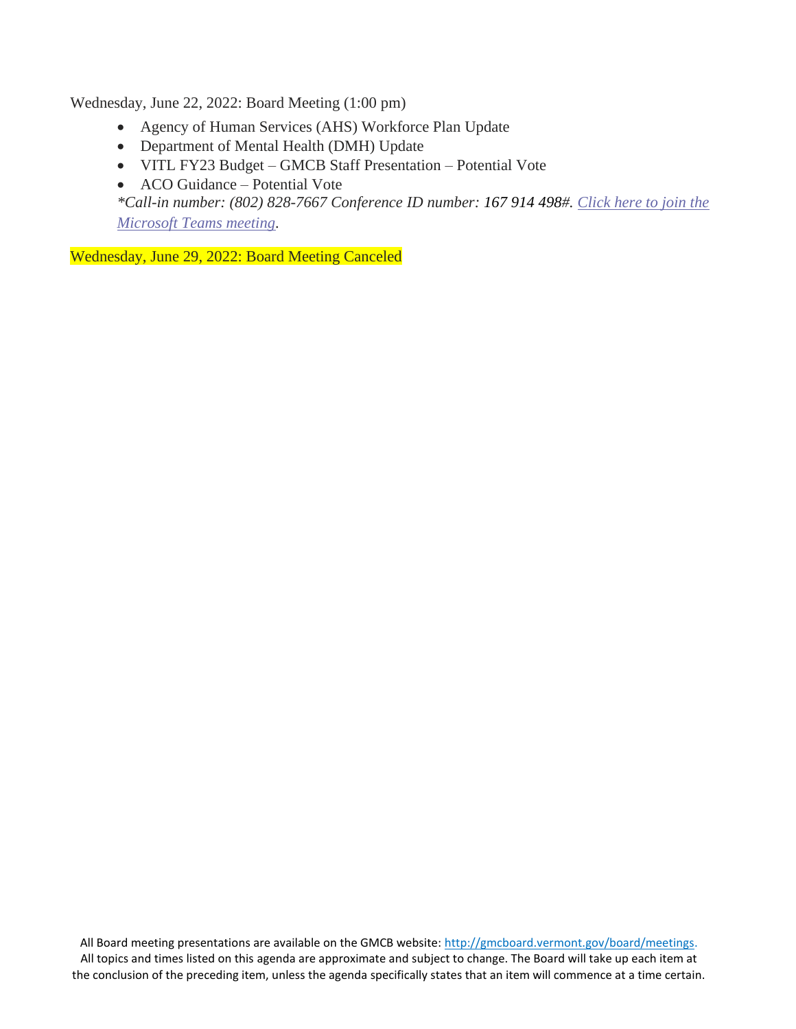Wednesday, June 22, 2022: Board Meeting (1:00 pm)

- Agency of Human Services (AHS) Workforce Plan Update
- Department of Mental Health (DMH) Update
- VITL FY23 Budget – GMCB Staff Presentation – Potential Vote
- ACO Guidance – Potential Vote

*\*Call-in number: (802) 828-7667 Conference ID number: 167 914 498#. [Click here to join the Microsoft Teams meeting](). *

Wednesday, June 29, 2022: Board Meeting Canceled

All Board meeting presentations are available on the GMCB website: http://gmcboard.vermont.gov/board/meetings.
All topics and times listed on this agenda are approximate and subject to change. The Board will take up each item at the conclusion of the preceding item, unless the agenda specifically states that an item will commence at a time certain.